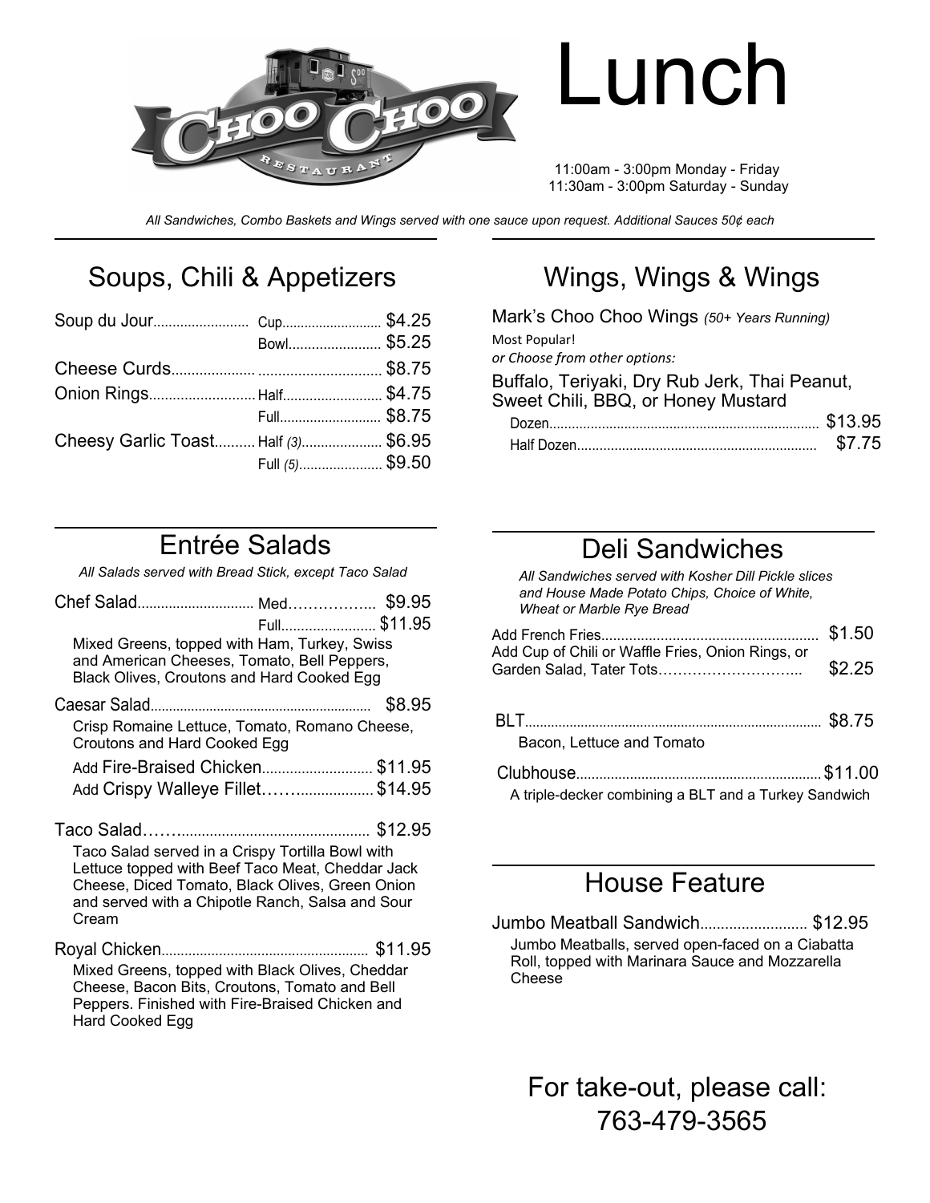# Lunch

**Choo Choo Restaurant**

11:00am - 3:00pm Monday - Friday
11:30am - 3:00pm Saturday - Sunday

*All Sandwiches, Combo Baskets and Wings served with one sauce upon request. Additional Sauces 50¢ each*

## Soups, Chili & Appetizers

| Item | Size | Price |
|---|---|---|
| Soup du Jour | Cup | $4.25 |
| | Bowl | $5.25 |
| Cheese Curds | | $8.75 |
| Onion Rings | Half | $4.75 |
| | Full | $8.75 |
| Cheesy Garlic Toast | Half *(3)* | $6.95 |
| | Full *(5)* | $9.50 |

## Wings, Wings & Wings

Mark's Choo Choo Wings *(50+ Years Running)*
Most Popular!
*or Choose from other options:*

Buffalo, Teriyaki, Dry Rub Jerk, Thai Peanut, Sweet Chili, BBQ, or Honey Mustard

| Size | Price |
|---|---|
| Dozen | $13.95 |
| Half Dozen | $7.75 |

## Entrée Salads

*All Salads served with Bread Stick, except Taco Salad*

**Chef Salad** — Med $9.95 / Full $11.95
Mixed Greens, topped with Ham, Turkey, Swiss and American Cheeses, Tomato, Bell Peppers, Black Olives, Croutons and Hard Cooked Egg

**Caesar Salad** — $8.95
Crisp Romaine Lettuce, Tomato, Romano Cheese, Croutons and Hard Cooked Egg

- Add Fire-Braised Chicken — $11.95
- Add Crispy Walleye Fillet — $14.95

**Taco Salad** — $12.95
Taco Salad served in a Crispy Tortilla Bowl with Lettuce topped with Beef Taco Meat, Cheddar Jack Cheese, Diced Tomato, Black Olives, Green Onion and served with a Chipotle Ranch, Salsa and Sour Cream

**Royal Chicken** — $11.95
Mixed Greens, topped with Black Olives, Cheddar Cheese, Bacon Bits, Croutons, Tomato and Bell Peppers. Finished with Fire-Braised Chicken and Hard Cooked Egg

## Deli Sandwiches

*All Sandwiches served with Kosher Dill Pickle slices and House Made Potato Chips, Choice of White, Wheat or Marble Rye Bread*

| Add-on | Price |
|---|---|
| Add French Fries | $1.50 |
| Add Cup of Chili or Waffle Fries, Onion Rings, or Garden Salad, Tater Tots | $2.25 |

**BLT** — $8.75
Bacon, Lettuce and Tomato

**Clubhouse** — $11.00
A triple-decker combining a BLT and a Turkey Sandwich

## House Feature

**Jumbo Meatball Sandwich** — $12.95
Jumbo Meatballs, served open-faced on a Ciabatta Roll, topped with Marinara Sauce and Mozzarella Cheese

For take-out, please call:
763-479-3565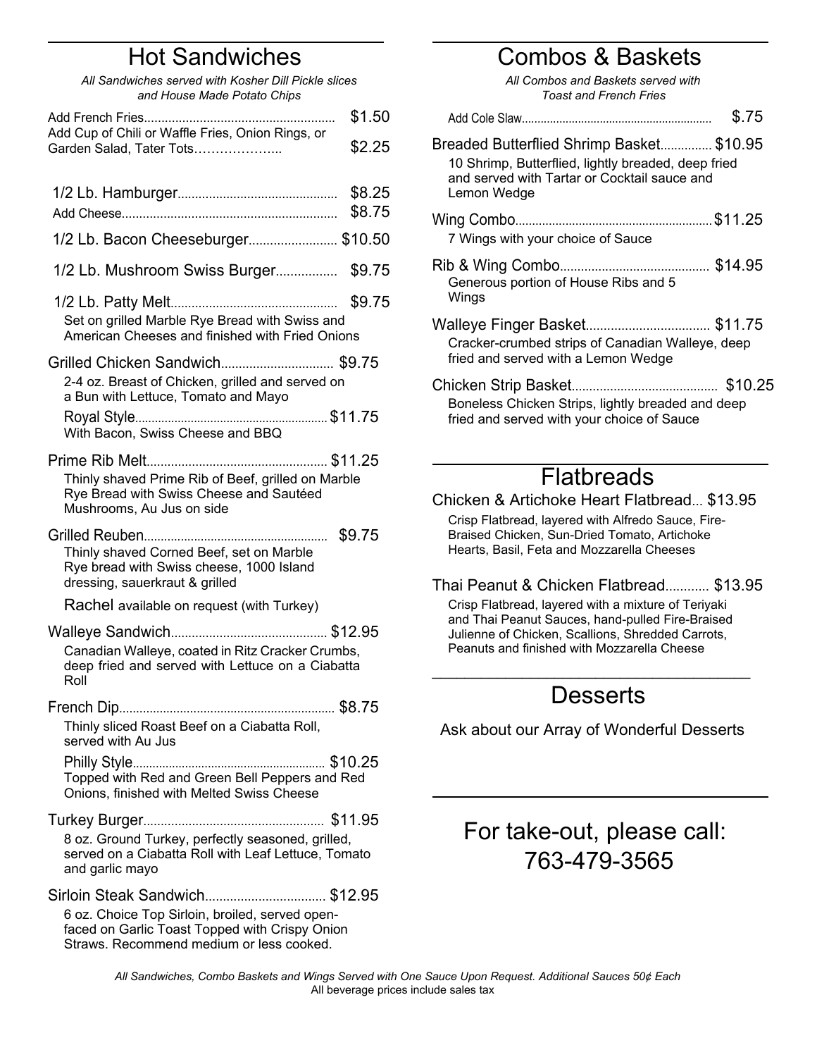## Hot Sandwiches

*All Sandwiches served with Kosher Dill Pickle slices and House Made Potato Chips*

Add French Fries...................................................... $1.50

Add Cup of Chili or Waffle Fries, Onion Rings, or Garden Salad, Tater Tots……………….. $2.25

1/2 Lb. Hamburger............................................. $8.25

Add Cheese............................................................ $8.75

1/2 Lb. Bacon Cheeseburger......................... $10.50

1/2 Lb. Mushroom Swiss Burger................. $9.75

1/2 Lb. Patty Melt............................................... $9.75

Set on grilled Marble Rye Bread with Swiss and American Cheeses and finished with Fried Onions

Grilled Chicken Sandwich................................ $9.75

2-4 oz. Breast of Chicken, grilled and served on a Bun with Lettuce, Tomato and Mayo

Royal Style.......................................................... $11.75

With Bacon, Swiss Cheese and BBQ

Prime Rib Melt.................................................... $11.25

Thinly shaved Prime Rib of Beef, grilled on Marble Rye Bread with Swiss Cheese and Sautéed Mushrooms, Au Jus on side

Grilled Reuben...................................................... $9.75

Thinly shaved Corned Beef, set on Marble Rye bread with Swiss cheese, 1000 Island dressing, sauerkraut & grilled

Rachel available on request (with Turkey)

Walleye Sandwich............................................ $12.95

Canadian Walleye, coated in Ritz Cracker Crumbs, deep fried and served with Lettuce on a Ciabatta Roll

French Dip............................................................... $8.75

Thinly sliced Roast Beef on a Ciabatta Roll, served with Au Jus

Philly Style.......................................................... $10.25

Topped with Red and Green Bell Peppers and Red Onions, finished with Melted Swiss Cheese

Turkey Burger................................................... $11.95

8 oz. Ground Turkey, perfectly seasoned, grilled, served on a Ciabatta Roll with Leaf Lettuce, Tomato and garlic mayo

Sirloin Steak Sandwich.................................. $12.95

6 oz. Choice Top Sirloin, broiled, served open-faced on Garlic Toast Topped with Crispy Onion Straws. Recommend medium or less cooked.

## Combos & Baskets

*All Combos and Baskets served with Toast and French Fries*

Add Cole Slaw........................................................... $.75

Breaded Butterflied Shrimp Basket............... $10.95

10 Shrimp, Butterflied, lightly breaded, deep fried and served with Tartar or Cocktail sauce and Lemon Wedge

Wing Combo........................................................ $11.25

7 Wings with your choice of Sauce

Rib & Wing Combo.......................................... $14.95

Generous portion of House Ribs and 5 Wings

Walleye Finger Basket.................................. $11.75

Cracker-crumbed strips of Canadian Walleye, deep fried and served with a Lemon Wedge

Chicken Strip Basket......................................... $10.25

Boneless Chicken Strips, lightly breaded and deep fried and served with your choice of Sauce

## Flatbreads

Chicken & Artichoke Heart Flatbread... $13.95

Crisp Flatbread, layered with Alfredo Sauce, Fire-Braised Chicken, Sun-Dried Tomato, Artichoke Hearts, Basil, Feta and Mozzarella Cheeses

Thai Peanut & Chicken Flatbread............ $13.95

Crisp Flatbread, layered with a mixture of Teriyaki and Thai Peanut Sauces, hand-pulled Fire-Braised Julienne of Chicken, Scallions, Shredded Carrots, Peanuts and finished with Mozzarella Cheese

## Desserts

Ask about our Array of Wonderful Desserts

## For take-out, please call: 763-479-3565

*All Sandwiches, Combo Baskets and Wings Served with One Sauce Upon Request. Additional Sauces 50¢ Each*

All beverage prices include sales tax